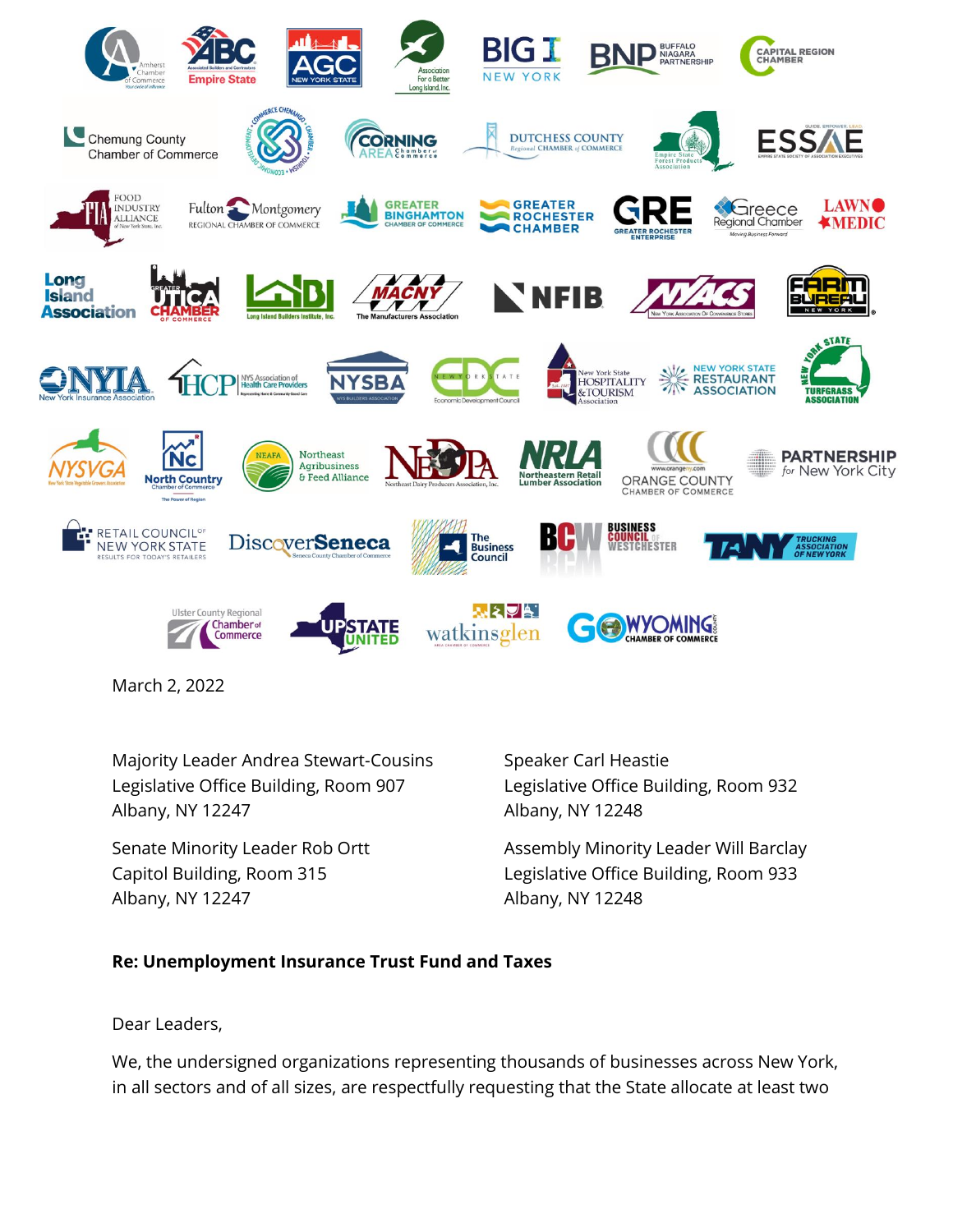March 2, 2022

Majority Leader Andrea Stewart-Cousins
Legislative Office Building, Room 907
Albany, NY 12247

Speaker Carl Heastie
Legislative Office Building, Room 932
Albany, NY 12248

Senate Minority Leader Rob Ortt
Capitol Building, Room 315
Albany, NY 12247

Assembly Minority Leader Will Barclay
Legislative Office Building, Room 933
Albany, NY 12248

**Re: Unemployment Insurance Trust Fund and Taxes**

Dear Leaders,

We, the undersigned organizations representing thousands of businesses across New York, in all sectors and of all sizes, are respectfully requesting that the State allocate at least two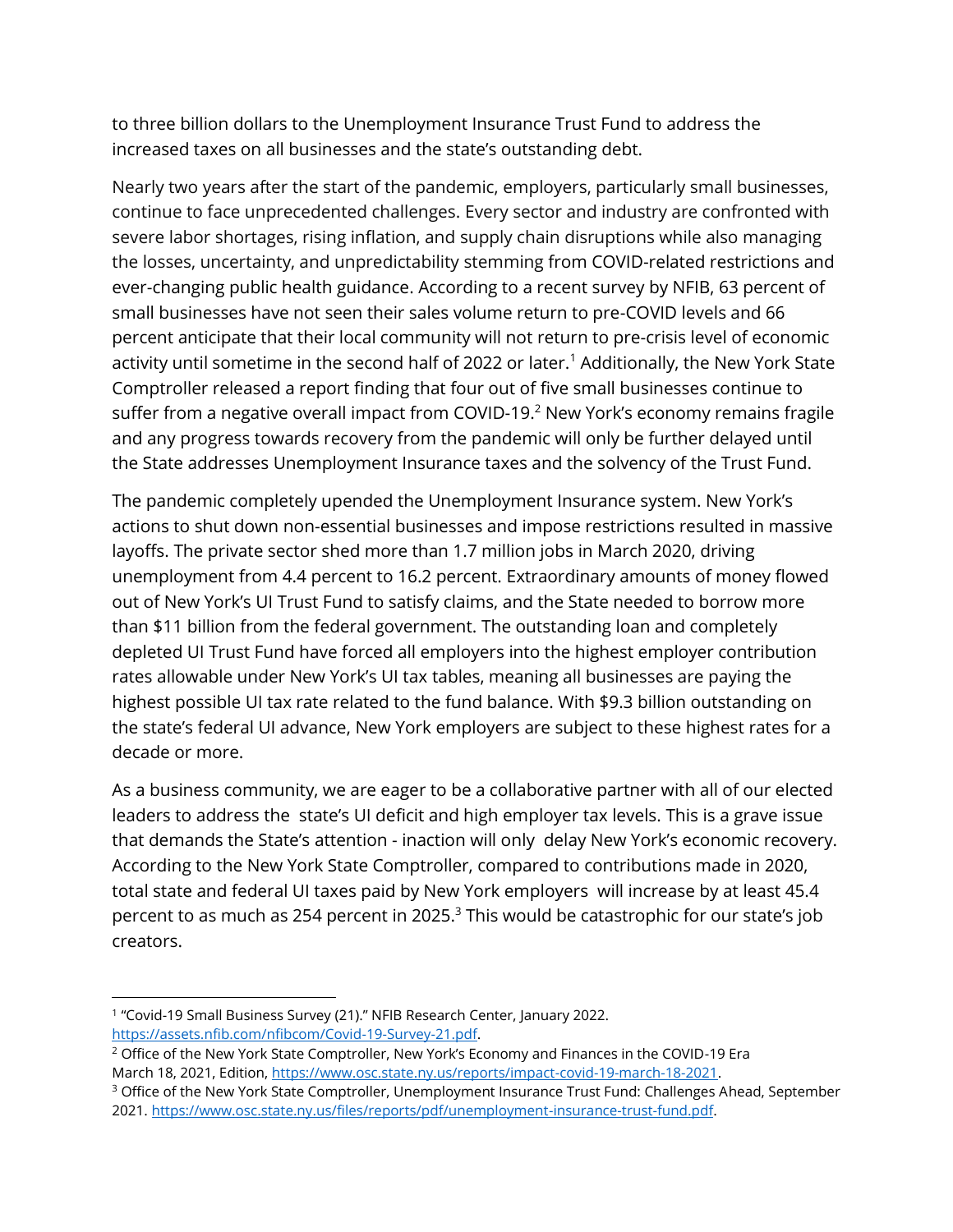to three billion dollars to the Unemployment Insurance Trust Fund to address the increased taxes on all businesses and the state's outstanding debt.

Nearly two years after the start of the pandemic, employers, particularly small businesses, continue to face unprecedented challenges. Every sector and industry are confronted with severe labor shortages, rising inflation, and supply chain disruptions while also managing the losses, uncertainty, and unpredictability stemming from COVID-related restrictions and ever-changing public health guidance. According to a recent survey by NFIB, 63 percent of small businesses have not seen their sales volume return to pre-COVID levels and 66 percent anticipate that their local community will not return to pre-crisis level of economic activity until sometime in the second half of 2022 or later.[1] Additionally, the New York State Comptroller released a report finding that four out of five small businesses continue to suffer from a negative overall impact from COVID-19.[2] New York's economy remains fragile and any progress towards recovery from the pandemic will only be further delayed until the State addresses Unemployment Insurance taxes and the solvency of the Trust Fund.

The pandemic completely upended the Unemployment Insurance system. New York's actions to shut down non-essential businesses and impose restrictions resulted in massive layoffs. The private sector shed more than 1.7 million jobs in March 2020, driving unemployment from 4.4 percent to 16.2 percent. Extraordinary amounts of money flowed out of New York's UI Trust Fund to satisfy claims, and the State needed to borrow more than $11 billion from the federal government. The outstanding loan and completely depleted UI Trust Fund have forced all employers into the highest employer contribution rates allowable under New York's UI tax tables, meaning all businesses are paying the highest possible UI tax rate related to the fund balance. With $9.3 billion outstanding on the state's federal UI advance, New York employers are subject to these highest rates for a decade or more.

As a business community, we are eager to be a collaborative partner with all of our elected leaders to address the state's UI deficit and high employer tax levels. This is a grave issue that demands the State's attention - inaction will only delay New York's economic recovery. According to the New York State Comptroller, compared to contributions made in 2020, total state and federal UI taxes paid by New York employers will increase by at least 45.4 percent to as much as 254 percent in 2025.[3] This would be catastrophic for our state's job creators.

---

[1] "Covid-19 Small Business Survey (21)." NFIB Research Center, January 2022. https://assets.nfib.com/nfibcom/Covid-19-Survey-21.pdf.

[2] Office of the New York State Comptroller, New York's Economy and Finances in the COVID-19 Era March 18, 2021, Edition, https://www.osc.state.ny.us/reports/impact-covid-19-march-18-2021.

[3] Office of the New York State Comptroller, Unemployment Insurance Trust Fund: Challenges Ahead, September 2021. https://www.osc.state.ny.us/files/reports/pdf/unemployment-insurance-trust-fund.pdf.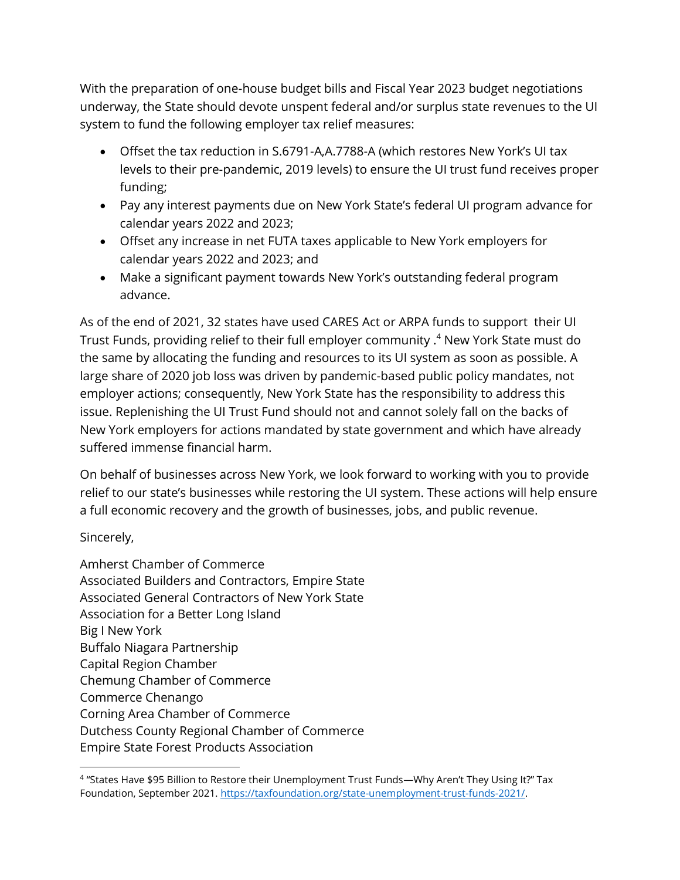With the preparation of one-house budget bills and Fiscal Year 2023 budget negotiations underway, the State should devote unspent federal and/or surplus state revenues to the UI system to fund the following employer tax relief measures:

- Offset the tax reduction in S.6791-A,A.7788-A (which restores New York's UI tax levels to their pre-pandemic, 2019 levels) to ensure the UI trust fund receives proper funding;
- Pay any interest payments due on New York State's federal UI program advance for calendar years 2022 and 2023;
- Offset any increase in net FUTA taxes applicable to New York employers for calendar years 2022 and 2023; and
- Make a significant payment towards New York's outstanding federal program advance.

As of the end of 2021, 32 states have used CARES Act or ARPA funds to support their UI Trust Funds, providing relief to their full employer community .[4] New York State must do the same by allocating the funding and resources to its UI system as soon as possible. A large share of 2020 job loss was driven by pandemic-based public policy mandates, not employer actions; consequently, New York State has the responsibility to address this issue. Replenishing the UI Trust Fund should not and cannot solely fall on the backs of New York employers for actions mandated by state government and which have already suffered immense financial harm.

On behalf of businesses across New York, we look forward to working with you to provide relief to our state's businesses while restoring the UI system. These actions will help ensure a full economic recovery and the growth of businesses, jobs, and public revenue.

Sincerely,

Amherst Chamber of Commerce
Associated Builders and Contractors, Empire State
Associated General Contractors of New York State
Association for a Better Long Island
Big I New York
Buffalo Niagara Partnership
Capital Region Chamber
Chemung Chamber of Commerce
Commerce Chenango
Corning Area Chamber of Commerce
Dutchess County Regional Chamber of Commerce
Empire State Forest Products Association

[4] "States Have $95 Billion to Restore their Unemployment Trust Funds—Why Aren't They Using It?" Tax Foundation, September 2021. https://taxfoundation.org/state-unemployment-trust-funds-2021/.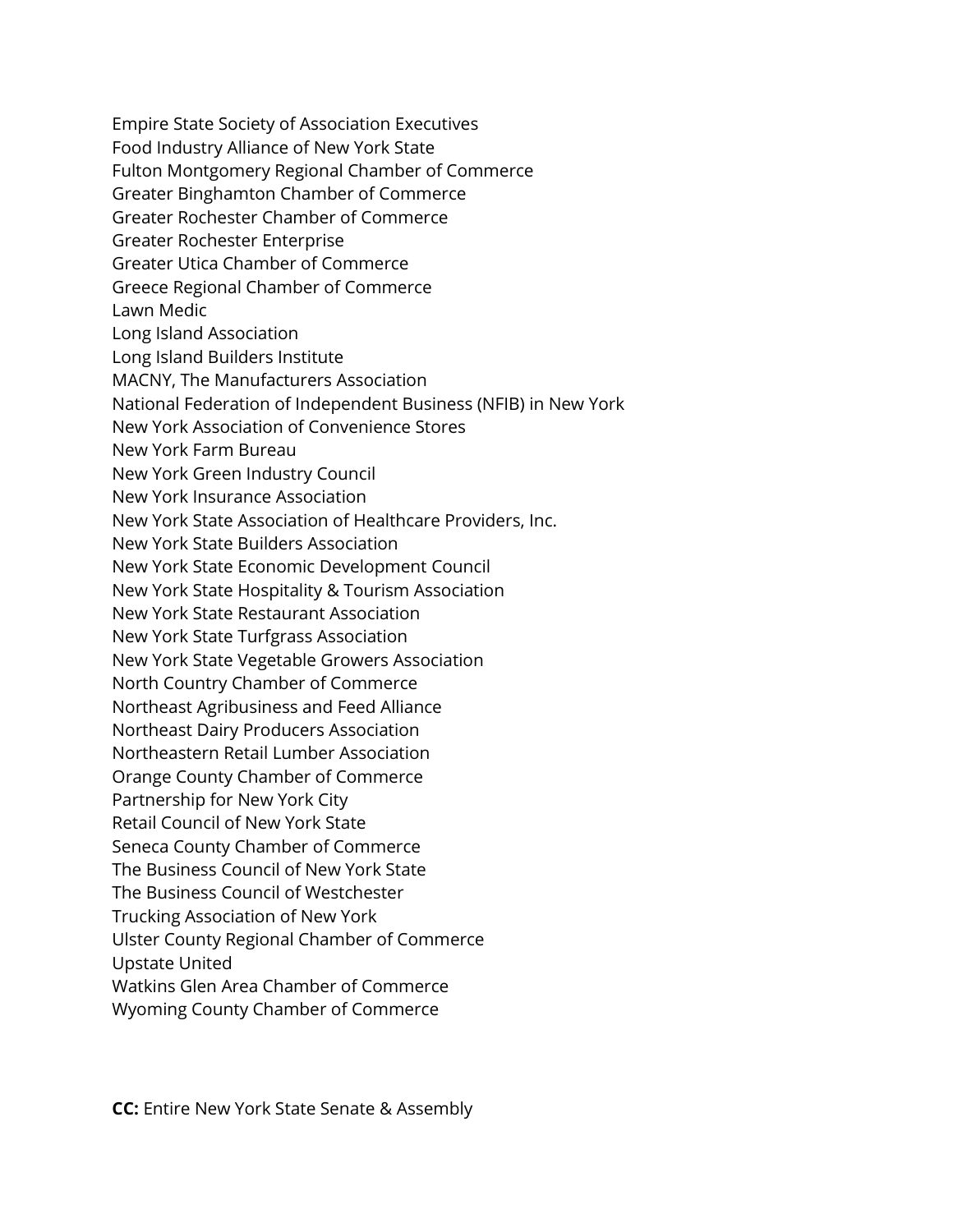Empire State Society of Association Executives
Food Industry Alliance of New York State
Fulton Montgomery Regional Chamber of Commerce
Greater Binghamton Chamber of Commerce
Greater Rochester Chamber of Commerce
Greater Rochester Enterprise
Greater Utica Chamber of Commerce
Greece Regional Chamber of Commerce
Lawn Medic
Long Island Association
Long Island Builders Institute
MACNY, The Manufacturers Association
National Federation of Independent Business (NFIB) in New York
New York Association of Convenience Stores
New York Farm Bureau
New York Green Industry Council
New York Insurance Association
New York State Association of Healthcare Providers, Inc.
New York State Builders Association
New York State Economic Development Council
New York State Hospitality & Tourism Association
New York State Restaurant Association
New York State Turfgrass Association
New York State Vegetable Growers Association
North Country Chamber of Commerce
Northeast Agribusiness and Feed Alliance
Northeast Dairy Producers Association
Northeastern Retail Lumber Association
Orange County Chamber of Commerce
Partnership for New York City
Retail Council of New York State
Seneca County Chamber of Commerce
The Business Council of New York State
The Business Council of Westchester
Trucking Association of New York
Ulster County Regional Chamber of Commerce
Upstate United
Watkins Glen Area Chamber of Commerce
Wyoming County Chamber of Commerce

**CC:** Entire New York State Senate & Assembly